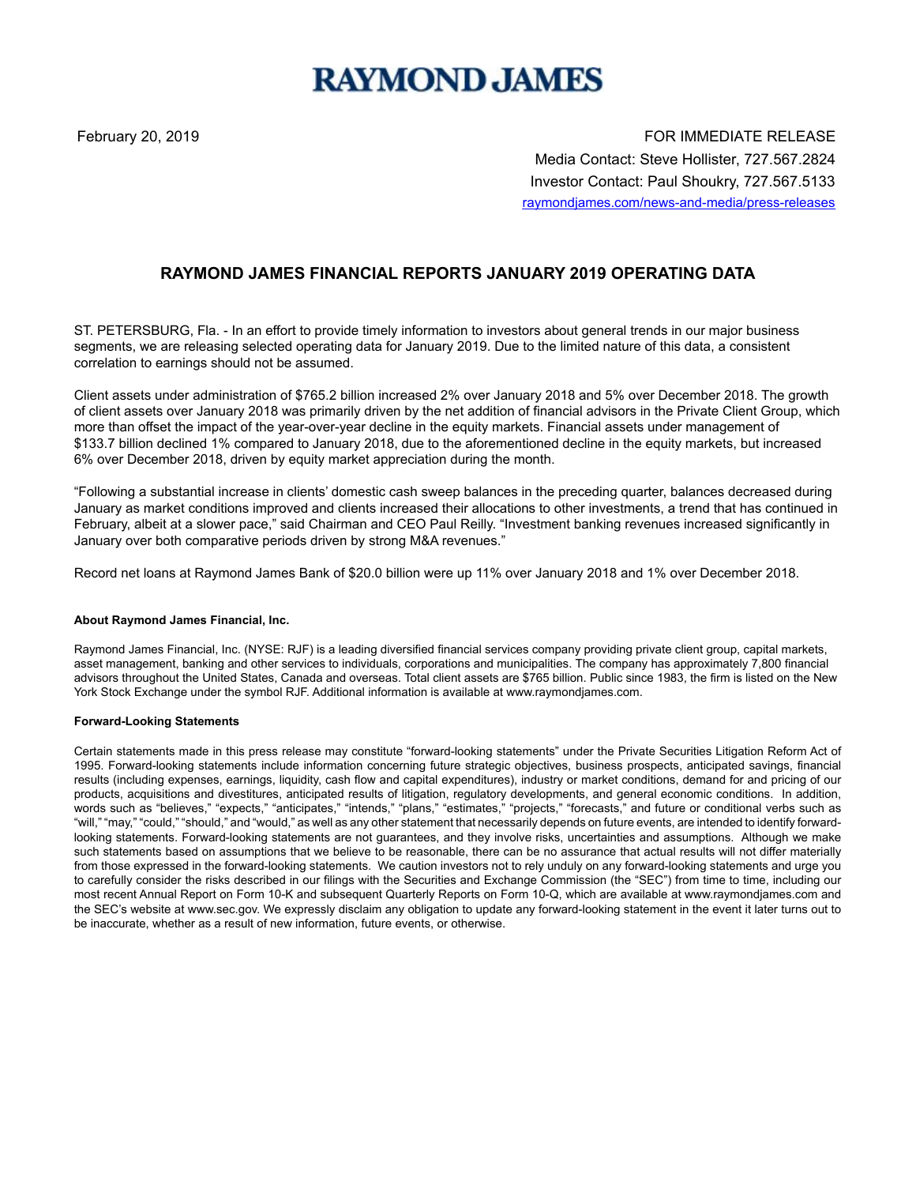# RAYMOND JAMES

February 20, 2019

FOR IMMEDIATE RELEASE
Media Contact: Steve Hollister, 727.567.2824
Investor Contact: Paul Shoukry, 727.567.5133
raymondjames.com/news-and-media/press-releases

## RAYMOND JAMES FINANCIAL REPORTS JANUARY 2019 OPERATING DATA

ST. PETERSBURG, Fla. - In an effort to provide timely information to investors about general trends in our major business segments, we are releasing selected operating data for January 2019. Due to the limited nature of this data, a consistent correlation to earnings should not be assumed.

Client assets under administration of $765.2 billion increased 2% over January 2018 and 5% over December 2018. The growth of client assets over January 2018 was primarily driven by the net addition of financial advisors in the Private Client Group, which more than offset the impact of the year-over-year decline in the equity markets. Financial assets under management of $133.7 billion declined 1% compared to January 2018, due to the aforementioned decline in the equity markets, but increased 6% over December 2018, driven by equity market appreciation during the month.

"Following a substantial increase in clients' domestic cash sweep balances in the preceding quarter, balances decreased during January as market conditions improved and clients increased their allocations to other investments, a trend that has continued in February, albeit at a slower pace," said Chairman and CEO Paul Reilly. "Investment banking revenues increased significantly in January over both comparative periods driven by strong M&A revenues."

Record net loans at Raymond James Bank of $20.0 billion were up 11% over January 2018 and 1% over December 2018.

**About Raymond James Financial, Inc.**

Raymond James Financial, Inc. (NYSE: RJF) is a leading diversified financial services company providing private client group, capital markets, asset management, banking and other services to individuals, corporations and municipalities. The company has approximately 7,800 financial advisors throughout the United States, Canada and overseas. Total client assets are $765 billion. Public since 1983, the firm is listed on the New York Stock Exchange under the symbol RJF. Additional information is available at www.raymondjames.com.

**Forward-Looking Statements**

Certain statements made in this press release may constitute "forward-looking statements" under the Private Securities Litigation Reform Act of 1995. Forward-looking statements include information concerning future strategic objectives, business prospects, anticipated savings, financial results (including expenses, earnings, liquidity, cash flow and capital expenditures), industry or market conditions, demand for and pricing of our products, acquisitions and divestitures, anticipated results of litigation, regulatory developments, and general economic conditions. In addition, words such as "believes," "expects," "anticipates," "intends," "plans," "estimates," "projects," "forecasts," and future or conditional verbs such as "will," "may," "could," "should," and "would," as well as any other statement that necessarily depends on future events, are intended to identify forward-looking statements. Forward-looking statements are not guarantees, and they involve risks, uncertainties and assumptions. Although we make such statements based on assumptions that we believe to be reasonable, there can be no assurance that actual results will not differ materially from those expressed in the forward-looking statements. We caution investors not to rely unduly on any forward-looking statements and urge you to carefully consider the risks described in our filings with the Securities and Exchange Commission (the "SEC") from time to time, including our most recent Annual Report on Form 10-K and subsequent Quarterly Reports on Form 10-Q, which are available at www.raymondjames.com and the SEC's website at www.sec.gov. We expressly disclaim any obligation to update any forward-looking statement in the event it later turns out to be inaccurate, whether as a result of new information, future events, or otherwise.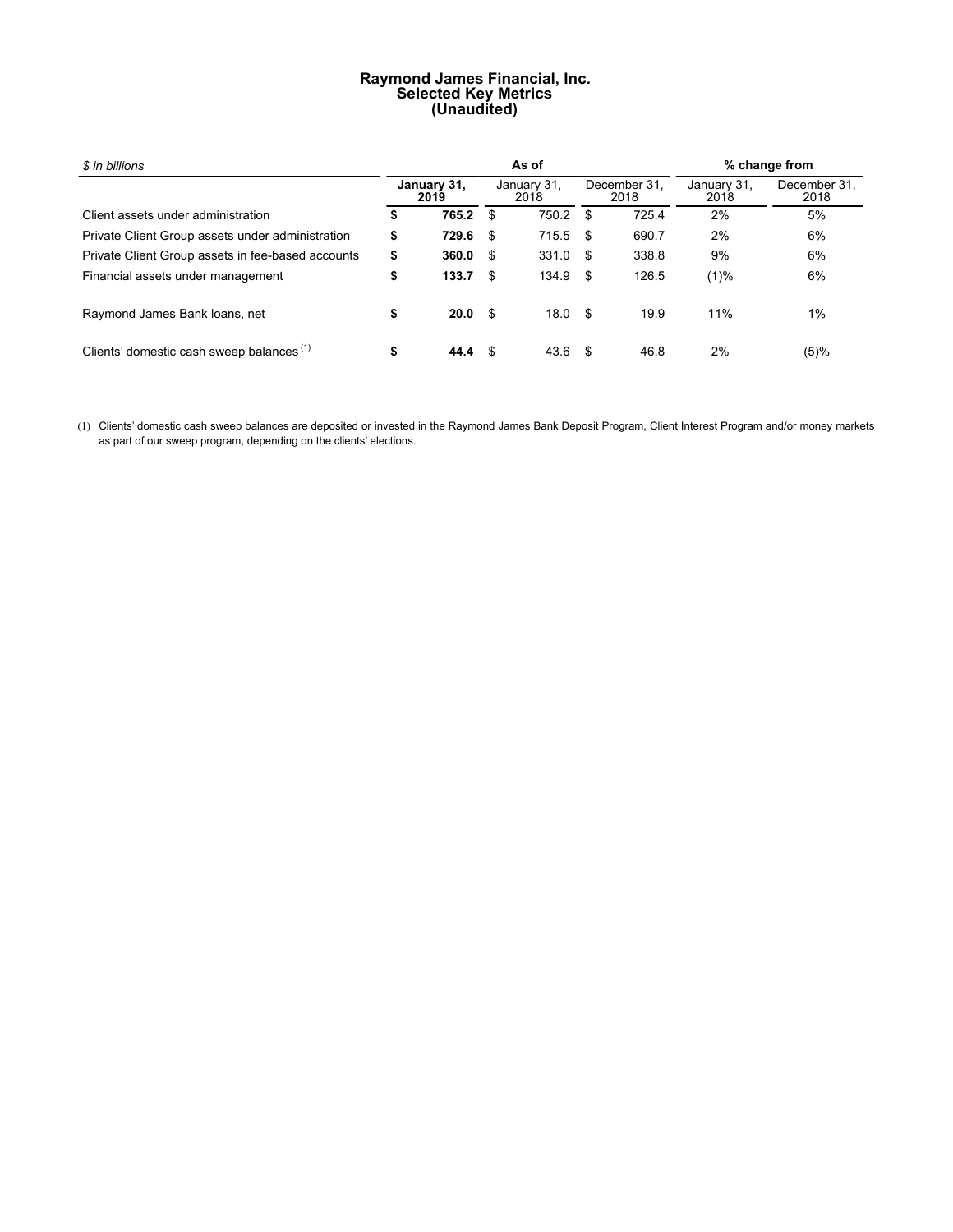# Raymond James Financial, Inc.
## Selected Key Metrics
## (Unaudited)

| *$ in billions* | As of | | | % change from | |
|---|---|---|---|---|---|
| | **January 31, 2019** | January 31, 2018 | December 31, 2018 | January 31, 2018 | December 31, 2018 |
| Client assets under administration | **$ 765.2** | $ 750.2 | $ 725.4 | 2% | 5% |
| Private Client Group assets under administration | **$ 729.6** | $ 715.5 | $ 690.7 | 2% | 6% |
| Private Client Group assets in fee-based accounts | **$ 360.0** | $ 331.0 | $ 338.8 | 9% | 6% |
| Financial assets under management | **$ 133.7** | $ 134.9 | $ 126.5 | (1)% | 6% |
| Raymond James Bank loans, net | **$ 20.0** | $ 18.0 | $ 19.9 | 11% | 1% |
| Clients' domestic cash sweep balances [(1)] | **$ 44.4** | $ 43.6 | $ 46.8 | 2% | (5)% |

(1) Clients' domestic cash sweep balances are deposited or invested in the Raymond James Bank Deposit Program, Client Interest Program and/or money markets as part of our sweep program, depending on the clients' elections.